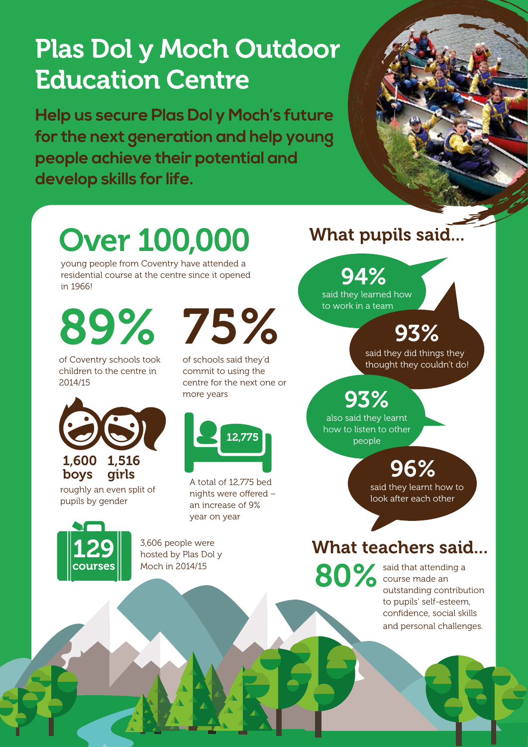# Plas Dol y Moch Outdoor Education Centre

**Help us secure Plas Dol y Moch's future for the next generation and help young people achieve their potential and develop skills for life.**

## Over 100,000

young people from Coventry have attended a residential course at the centre since it opened in 1966!

**89%**

of Coventry schools took children to the centre in 2014/15

**75%**

of schools said they'd commit to using the centre for the next one or more years

**1,600 boys** **1,516 girls**

roughly an even split of pupils by gender

**12,775**

A total of 12,775 bed nights were offered – an increase of 9% year on year

**129 courses**

3,606 people were hosted by Plas Dol y Moch in 2014/15

## What pupils said...

**94%** said they learned how to work in a team

**93%** said they did things they thought they couldn't do!

**93%** also said they learnt how to listen to other people

**96%** said they learnt how to look after each other

## What teachers said...

**80%** said that attending a course made an outstanding contribution to pupils' self-esteem, confidence, social skills and personal challenges.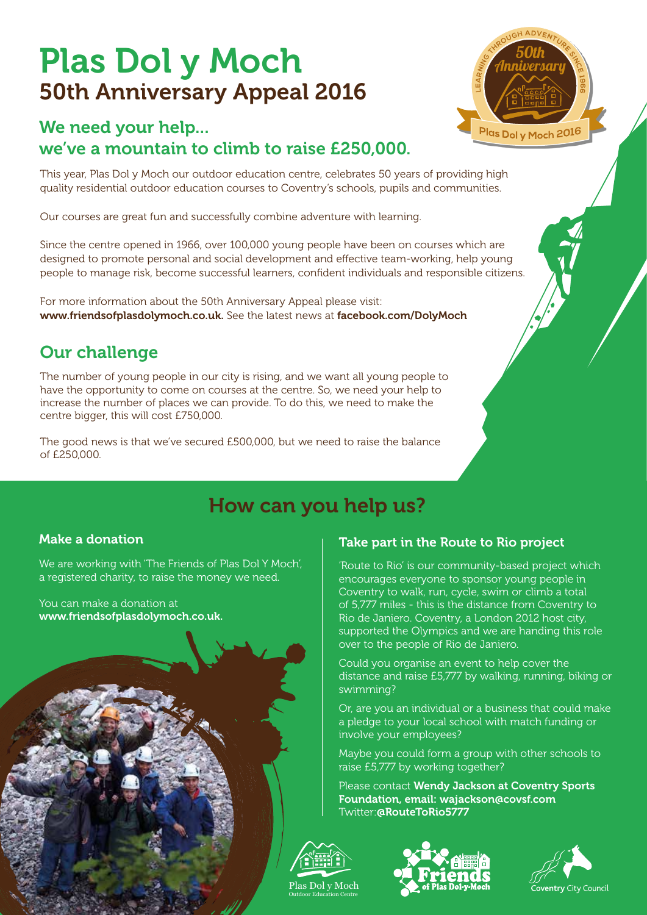# Plas Dol y Moch

## 50th Anniversary Appeal 2016

### We need your help... we've a mountain to climb to raise £250,000.

This year, Plas Dol y Moch our outdoor education centre, celebrates 50 years of providing high quality residential outdoor education courses to Coventry's schools, pupils and communities.

Our courses are great fun and successfully combine adventure with learning.

Since the centre opened in 1966, over 100,000 young people have been on courses which are designed to promote personal and social development and effective team-working, help young people to manage risk, become successful learners, confident individuals and responsible citizens.

For more information about the 50th Anniversary Appeal please visit: **www.friendsofplasdolymoch.co.uk.** See the latest news at **facebook.com/DolyMoch**

## Our challenge

The number of young people in our city is rising, and we want all young people to have the opportunity to come on courses at the centre. So, we need your help to increase the number of places we can provide. To do this, we need to make the centre bigger, this will cost £750,000.

The good news is that we've secured £500,000, but we need to raise the balance of £250,000.

## How can you help us?

### Make a donation

We are working with 'The Friends of Plas Dol Y Moch', a registered charity, to raise the money we need.

You can make a donation at **www.friendsofplasdolymoch.co.uk.**

### Take part in the Route to Rio project

'Route to Rio' is our community-based project which encourages everyone to sponsor young people in Coventry to walk, run, cycle, swim or climb a total of 5,777 miles - this is the distance from Coventry to Rio de Janiero. Coventry, a London 2012 host city, supported the Olympics and we are handing this role over to the people of Rio de Janiero.

Could you organise an event to help cover the distance and raise £5,777 by walking, running, biking or swimming?

Or, are you an individual or a business that could make a pledge to your local school with match funding or involve your employees?

Maybe you could form a group with other schools to raise £5,777 by working together?

Please contact **Wendy Jackson at Coventry Sports Foundation, email: wajackson@covsf.com** Twitter:**@RouteToRio5777**